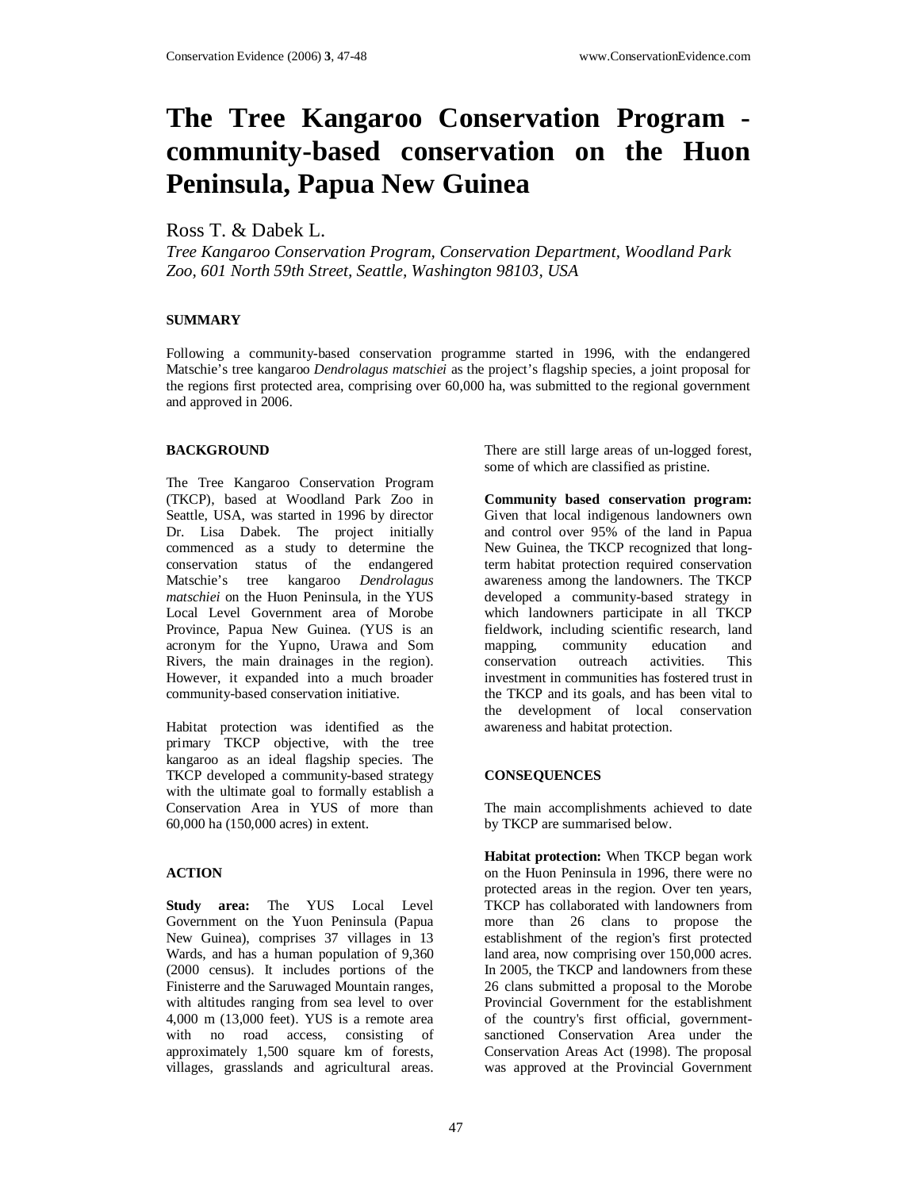# The Tree Kangaroo Conservation Program - community-based conservation on the Huon Peninsula, Papua New Guinea

Ross T. & Dabek L.

*Tree Kangaroo Conservation Program, Conservation Department, Woodland Park Zoo, 601 North 59th Street, Seattle, Washington 98103, USA*

## SUMMARY

Following a community-based conservation programme started in 1996, with the endangered Matschie's tree kangaroo *Dendrolagus matschiei* as the project's flagship species, a joint proposal for the regions first protected area, comprising over 60,000 ha, was submitted to the regional government and approved in 2006.

## BACKGROUND

The Tree Kangaroo Conservation Program (TKCP), based at Woodland Park Zoo in Seattle, USA, was started in 1996 by director Dr. Lisa Dabek. The project initially commenced as a study to determine the conservation status of the endangered Matschie's tree kangaroo *Dendrolagus matschiei* on the Huon Peninsula, in the YUS Local Level Government area of Morobe Province, Papua New Guinea. (YUS is an acronym for the Yupno, Urawa and Som Rivers, the main drainages in the region). However, it expanded into a much broader community-based conservation initiative.

Habitat protection was identified as the primary TKCP objective, with the tree kangaroo as an ideal flagship species. The TKCP developed a community-based strategy with the ultimate goal to formally establish a Conservation Area in YUS of more than 60,000 ha (150,000 acres) in extent.

## ACTION

**Study area:** The YUS Local Level Government on the Yuon Peninsula (Papua New Guinea), comprises 37 villages in 13 Wards, and has a human population of 9,360 (2000 census). It includes portions of the Finisterre and the Saruwaged Mountain ranges, with altitudes ranging from sea level to over 4,000 m (13,000 feet). YUS is a remote area with no road access, consisting of approximately 1,500 square km of forests, villages, grasslands and agricultural areas. There are still large areas of un-logged forest, some of which are classified as pristine.

**Community based conservation program:** Given that local indigenous landowners own and control over 95% of the land in Papua New Guinea, the TKCP recognized that long-term habitat protection required conservation awareness among the landowners. The TKCP developed a community-based strategy in which landowners participate in all TKCP fieldwork, including scientific research, land mapping, community education and conservation outreach activities. This investment in communities has fostered trust in the TKCP and its goals, and has been vital to the development of local conservation awareness and habitat protection.

## CONSEQUENCES

The main accomplishments achieved to date by TKCP are summarised below.

**Habitat protection:** When TKCP began work on the Huon Peninsula in 1996, there were no protected areas in the region. Over ten years, TKCP has collaborated with landowners from more than 26 clans to propose the establishment of the region's first protected land area, now comprising over 150,000 acres. In 2005, the TKCP and landowners from these 26 clans submitted a proposal to the Morobe Provincial Government for the establishment of the country's first official, government-sanctioned Conservation Area under the Conservation Areas Act (1998). The proposal was approved at the Provincial Government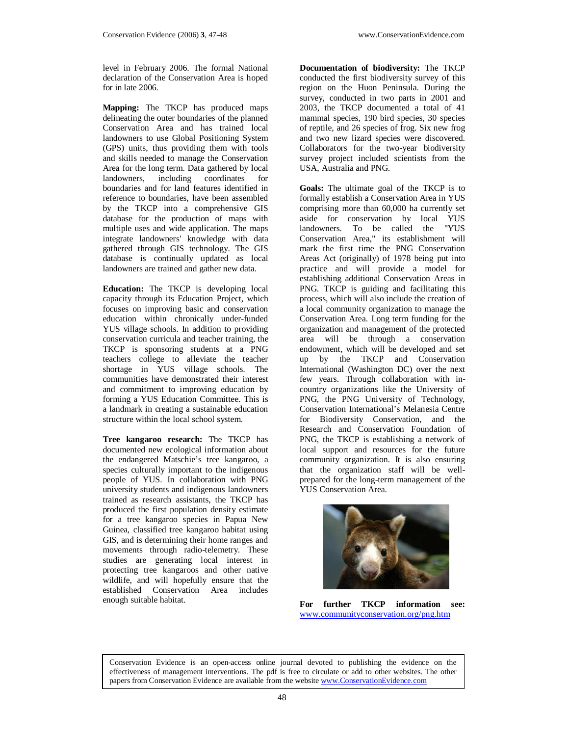level in February 2006. The formal National declaration of the Conservation Area is hoped for in late 2006.

**Mapping:** The TKCP has produced maps delineating the outer boundaries of the planned Conservation Area and has trained local landowners to use Global Positioning System (GPS) units, thus providing them with tools and skills needed to manage the Conservation Area for the long term. Data gathered by local landowners, including coordinates for boundaries and for land features identified in reference to boundaries, have been assembled by the TKCP into a comprehensive GIS database for the production of maps with multiple uses and wide application. The maps integrate landowners' knowledge with data gathered through GIS technology. The GIS database is continually updated as local landowners are trained and gather new data.

**Education:** The TKCP is developing local capacity through its Education Project, which focuses on improving basic and conservation education within chronically under-funded YUS village schools. In addition to providing conservation curricula and teacher training, the TKCP is sponsoring students at a PNG teachers college to alleviate the teacher shortage in YUS village schools. The communities have demonstrated their interest and commitment to improving education by forming a YUS Education Committee. This is a landmark in creating a sustainable education structure within the local school system.

**Tree kangaroo research:** The TKCP has documented new ecological information about the endangered Matschie's tree kangaroo, a species culturally important to the indigenous people of YUS. In collaboration with PNG university students and indigenous landowners trained as research assistants, the TKCP has produced the first population density estimate for a tree kangaroo species in Papua New Guinea, classified tree kangaroo habitat using GIS, and is determining their home ranges and movements through radio-telemetry. These studies are generating local interest in protecting tree kangaroos and other native wildlife, and will hopefully ensure that the established Conservation Area includes enough suitable habitat.

**Documentation of biodiversity:** The TKCP conducted the first biodiversity survey of this region on the Huon Peninsula. During the survey, conducted in two parts in 2001 and 2003, the TKCP documented a total of 41 mammal species, 190 bird species, 30 species of reptile, and 26 species of frog. Six new frog and two new lizard species were discovered. Collaborators for the two-year biodiversity survey project included scientists from the USA, Australia and PNG.

**Goals:** The ultimate goal of the TKCP is to formally establish a Conservation Area in YUS comprising more than 60,000 ha currently set aside for conservation by local YUS landowners. To be called the "YUS Conservation Area," its establishment will mark the first time the PNG Conservation Areas Act (originally) of 1978 being put into practice and will provide a model for establishing additional Conservation Areas in PNG. TKCP is guiding and facilitating this process, which will also include the creation of a local community organization to manage the Conservation Area. Long term funding for the organization and management of the protected area will be through a conservation endowment, which will be developed and set up by the TKCP and Conservation International (Washington DC) over the next few years. Through collaboration with in-country organizations like the University of PNG, the PNG University of Technology, Conservation International's Melanesia Centre for Biodiversity Conservation, and the Research and Conservation Foundation of PNG, the TKCP is establishing a network of local support and resources for the future community organization. It is also ensuring that the organization staff will be well-prepared for the long-term management of the YUS Conservation Area.

**For further TKCP information see:** www.communityconservation.org/png.htm

Conservation Evidence is an open-access online journal devoted to publishing the evidence on the effectiveness of management interventions. The pdf is free to circulate or add to other websites. The other papers from Conservation Evidence are available from the website www.ConservationEvidence.com